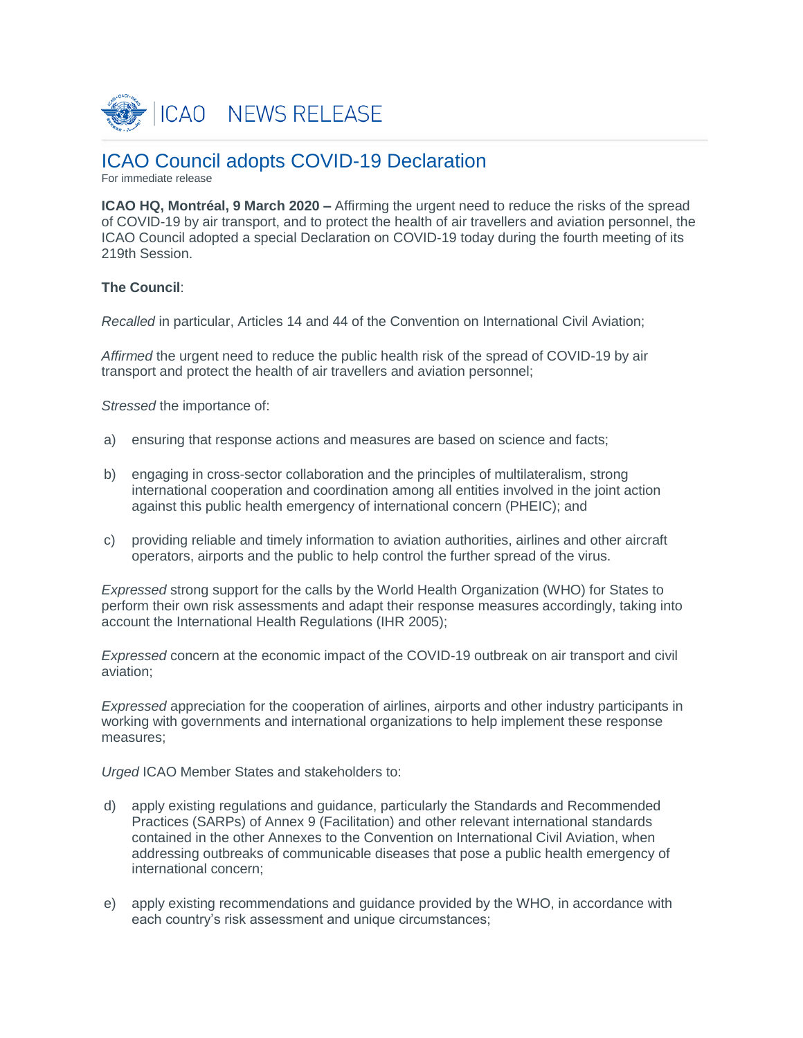ICAO NEWS RELEASE

# ICAO Council adopts COVID-19 Declaration

For immediate release

**ICAO HQ, Montréal, 9 March 2020 –** Affirming the urgent need to reduce the risks of the spread of COVID-19 by air transport, and to protect the health of air travellers and aviation personnel, the ICAO Council adopted a special Declaration on COVID-19 today during the fourth meeting of its 219th Session.

**The Council**:

*Recalled* in particular, Articles 14 and 44 of the Convention on International Civil Aviation;

*Affirmed* the urgent need to reduce the public health risk of the spread of COVID-19 by air transport and protect the health of air travellers and aviation personnel;

*Stressed* the importance of:

a) ensuring that response actions and measures are based on science and facts;

b) engaging in cross-sector collaboration and the principles of multilateralism, strong international cooperation and coordination among all entities involved in the joint action against this public health emergency of international concern (PHEIC); and

c) providing reliable and timely information to aviation authorities, airlines and other aircraft operators, airports and the public to help control the further spread of the virus.

*Expressed* strong support for the calls by the World Health Organization (WHO) for States to perform their own risk assessments and adapt their response measures accordingly, taking into account the International Health Regulations (IHR 2005);

*Expressed* concern at the economic impact of the COVID-19 outbreak on air transport and civil aviation;

*Expressed* appreciation for the cooperation of airlines, airports and other industry participants in working with governments and international organizations to help implement these response measures;

*Urged* ICAO Member States and stakeholders to:

d) apply existing regulations and guidance, particularly the Standards and Recommended Practices (SARPs) of Annex 9 (Facilitation) and other relevant international standards contained in the other Annexes to the Convention on International Civil Aviation, when addressing outbreaks of communicable diseases that pose a public health emergency of international concern;

e) apply existing recommendations and guidance provided by the WHO, in accordance with each country's risk assessment and unique circumstances;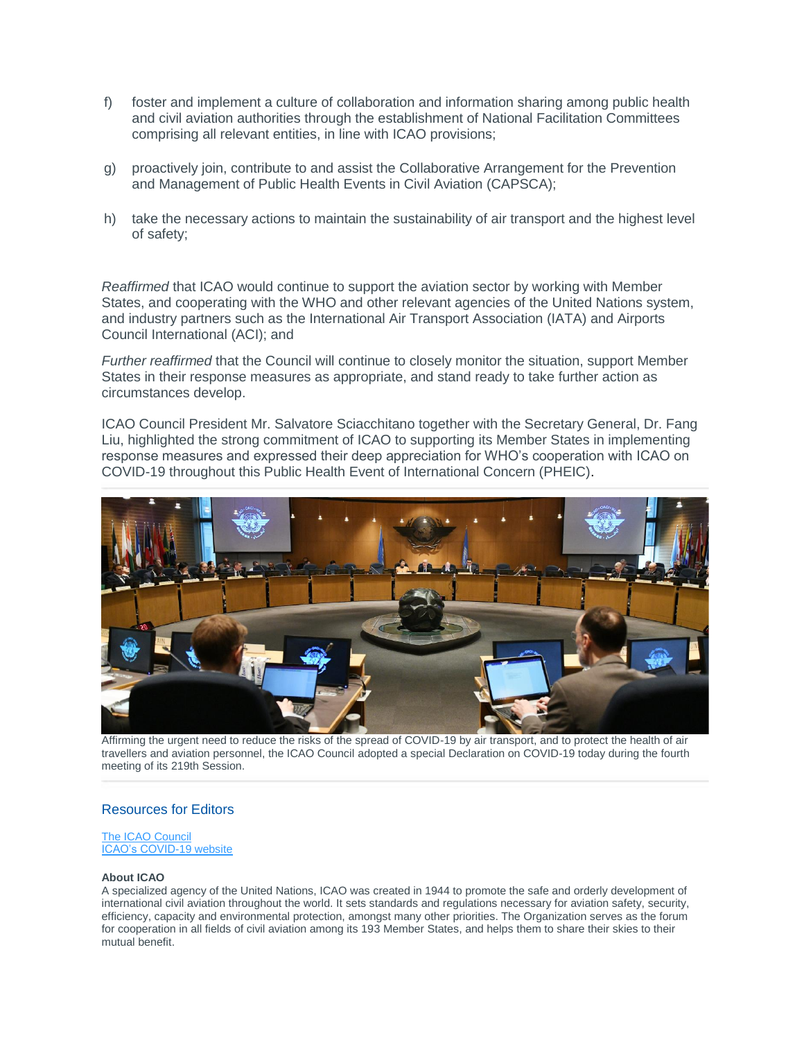f) foster and implement a culture of collaboration and information sharing among public health and civil aviation authorities through the establishment of National Facilitation Committees comprising all relevant entities, in line with ICAO provisions;

g) proactively join, contribute to and assist the Collaborative Arrangement for the Prevention and Management of Public Health Events in Civil Aviation (CAPSCA);

h) take the necessary actions to maintain the sustainability of air transport and the highest level of safety;

*Reaffirmed* that ICAO would continue to support the aviation sector by working with Member States, and cooperating with the WHO and other relevant agencies of the United Nations system, and industry partners such as the International Air Transport Association (IATA) and Airports Council International (ACI); and

*Further reaffirmed* that the Council will continue to closely monitor the situation, support Member States in their response measures as appropriate, and stand ready to take further action as circumstances develop.

ICAO Council President Mr. Salvatore Sciacchitano together with the Secretary General, Dr. Fang Liu, highlighted the strong commitment of ICAO to supporting its Member States in implementing response measures and expressed their deep appreciation for WHO's cooperation with ICAO on COVID-19 throughout this Public Health Event of International Concern (PHEIC).

Affirming the urgent need to reduce the risks of the spread of COVID-19 by air transport, and to protect the health of air travellers and aviation personnel, the ICAO Council adopted a special Declaration on COVID-19 today during the fourth meeting of its 219th Session.

## Resources for Editors

[The ICAO Council](#)
[ICAO's COVID-19 website](#)

**About ICAO**
A specialized agency of the United Nations, ICAO was created in 1944 to promote the safe and orderly development of international civil aviation throughout the world. It sets standards and regulations necessary for aviation safety, security, efficiency, capacity and environmental protection, amongst many other priorities. The Organization serves as the forum for cooperation in all fields of civil aviation among its 193 Member States, and helps them to share their skies to their mutual benefit.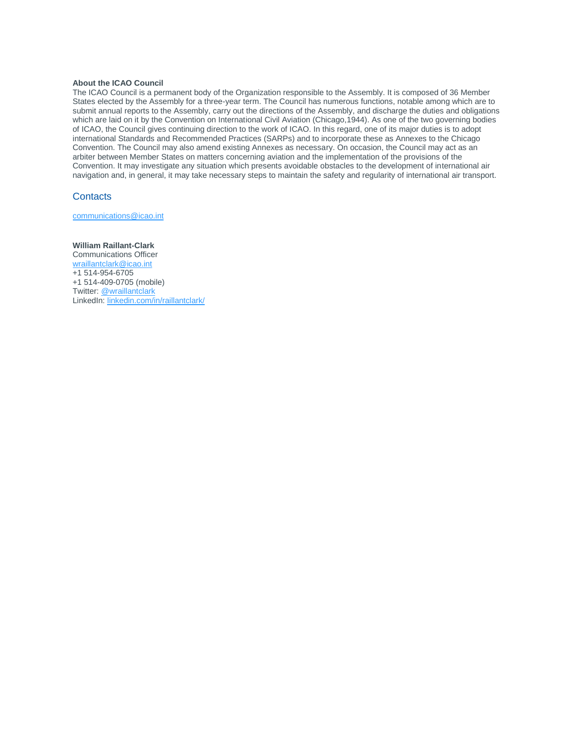**About the ICAO Council**

The ICAO Council is a permanent body of the Organization responsible to the Assembly. It is composed of 36 Member States elected by the Assembly for a three-year term. The Council has numerous functions, notable among which are to submit annual reports to the Assembly, carry out the directions of the Assembly, and discharge the duties and obligations which are laid on it by the Convention on International Civil Aviation (Chicago,1944). As one of the two governing bodies of ICAO, the Council gives continuing direction to the work of ICAO. In this regard, one of its major duties is to adopt international Standards and Recommended Practices (SARPs) and to incorporate these as Annexes to the Chicago Convention. The Council may also amend existing Annexes as necessary. On occasion, the Council may act as an arbiter between Member States on matters concerning aviation and the implementation of the provisions of the Convention. It may investigate any situation which presents avoidable obstacles to the development of international air navigation and, in general, it may take necessary steps to maintain the safety and regularity of international air transport.

## Contacts

communications@icao.int

**William Raillant-Clark**
Communications Officer
wraillantclark@icao.int
+1 514-954-6705
+1 514-409-0705 (mobile)
Twitter: @wraillantclark
LinkedIn: linkedin.com/in/raillantclark/